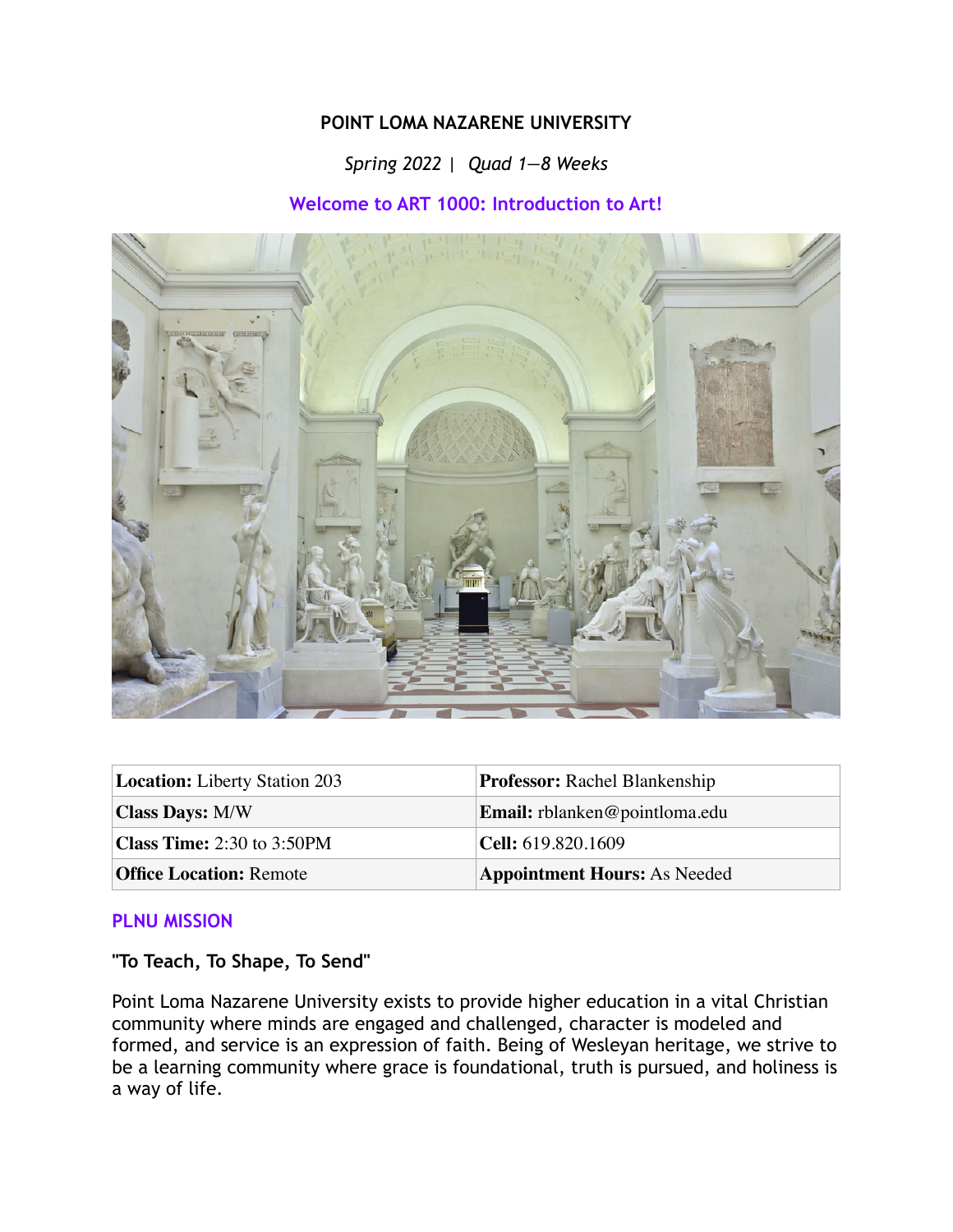**POINT LOMA NAZARENE UNIVERSITY**

*Spring 2022 | Quad 1—8 Weeks*

## Welcome to ART 1000: Introduction to Art!

| **Location:** Liberty Station 203 | **Professor:** Rachel Blankenship |
|---|---|
| **Class Days:** M/W | **Email:** rblanken@pointloma.edu |
| **Class Time:** 2:30 to 3:50PM | **Cell:** 619.820.1609 |
| **Office Location:** Remote | **Appointment Hours:** As Needed |

## PLNU MISSION

**"To Teach, To Shape, To Send"**

Point Loma Nazarene University exists to provide higher education in a vital Christian community where minds are engaged and challenged, character is modeled and formed, and service is an expression of faith. Being of Wesleyan heritage, we strive to be a learning community where grace is foundational, truth is pursued, and holiness is a way of life.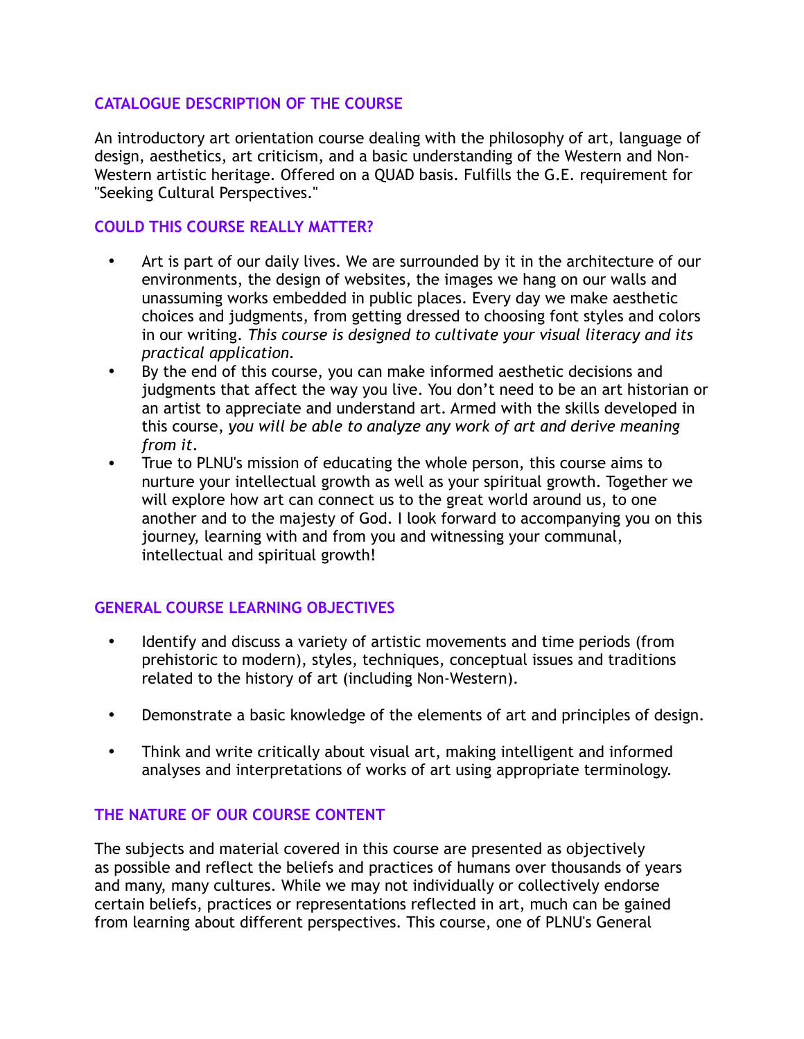## CATALOGUE DESCRIPTION OF THE COURSE

An introductory art orientation course dealing with the philosophy of art, language of design, aesthetics, art criticism, and a basic understanding of the Western and Non-Western artistic heritage. Offered on a QUAD basis. Fulfills the G.E. requirement for "Seeking Cultural Perspectives."

## COULD THIS COURSE REALLY MATTER?

- Art is part of our daily lives. We are surrounded by it in the architecture of our environments, the design of websites, the images we hang on our walls and unassuming works embedded in public places. Every day we make aesthetic choices and judgments, from getting dressed to choosing font styles and colors in our writing. *This course is designed to cultivate your visual literacy and its practical application.*
- By the end of this course, you can make informed aesthetic decisions and judgments that affect the way you live. You don't need to be an art historian or an artist to appreciate and understand art. Armed with the skills developed in this course, *you will be able to analyze any work of art and derive meaning from it.*
- True to PLNU's mission of educating the whole person, this course aims to nurture your intellectual growth as well as your spiritual growth. Together we will explore how art can connect us to the great world around us, to one another and to the majesty of God. I look forward to accompanying you on this journey, learning with and from you and witnessing your communal, intellectual and spiritual growth!

## GENERAL COURSE LEARNING OBJECTIVES

- Identify and discuss a variety of artistic movements and time periods (from prehistoric to modern), styles, techniques, conceptual issues and traditions related to the history of art (including Non-Western).
- Demonstrate a basic knowledge of the elements of art and principles of design.
- Think and write critically about visual art, making intelligent and informed analyses and interpretations of works of art using appropriate terminology.

## THE NATURE OF OUR COURSE CONTENT

The subjects and material covered in this course are presented as objectively as possible and reflect the beliefs and practices of humans over thousands of years and many, many cultures. While we may not individually or collectively endorse certain beliefs, practices or representations reflected in art, much can be gained from learning about different perspectives. This course, one of PLNU's General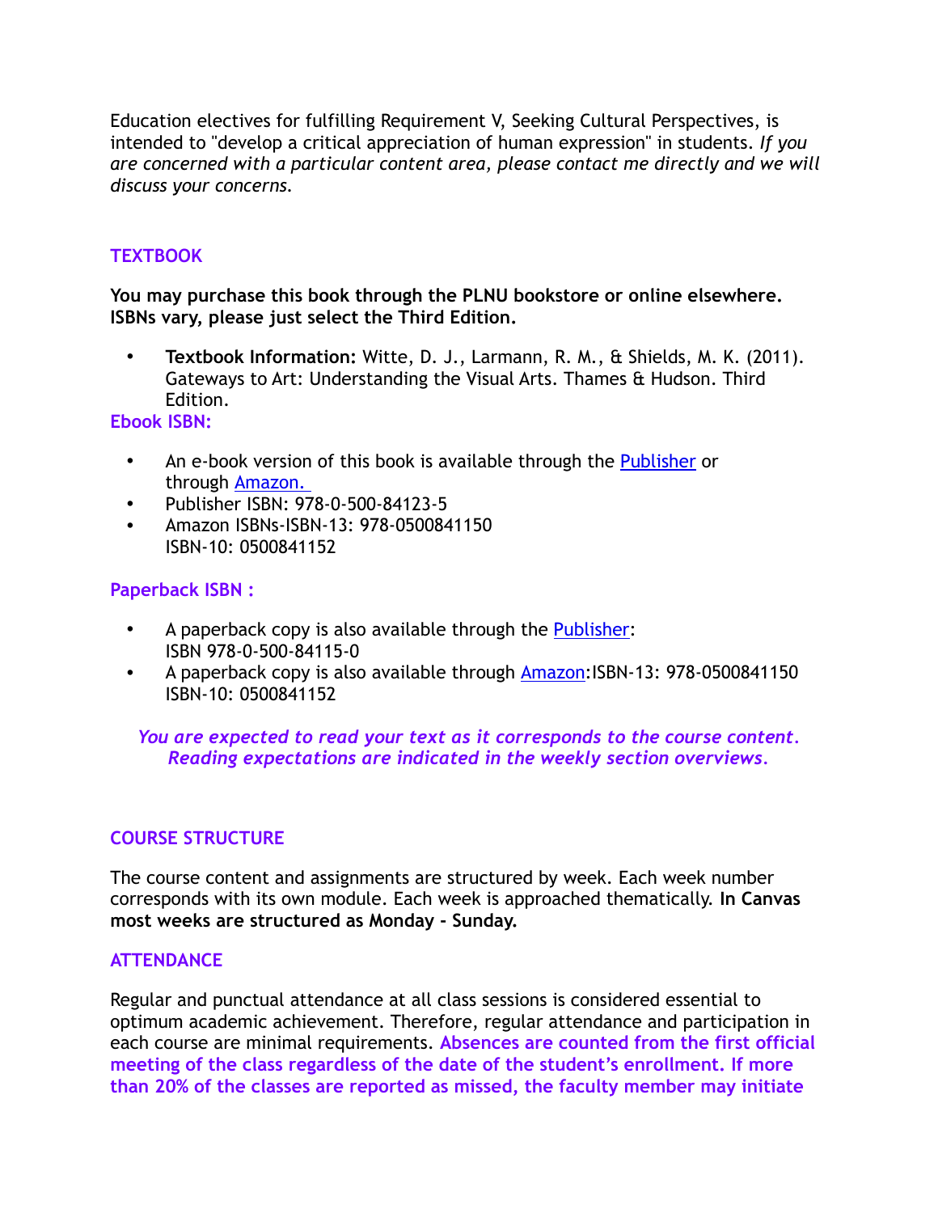Education electives for fulfilling Requirement V, Seeking Cultural Perspectives, is intended to "develop a critical appreciation of human expression" in students. *If you are concerned with a particular content area, please contact me directly and we will discuss your concerns.*

## TEXTBOOK

**You may purchase this book through the PLNU bookstore or online elsewhere. ISBNs vary, please just select the Third Edition.**

- **Textbook Information:** Witte, D. J., Larmann, R. M., & Shields, M. K. (2011). Gateways to Art: Understanding the Visual Arts. Thames & Hudson. Third Edition.

### Ebook ISBN:

- An e-book version of this book is available through the Publisher or through Amazon.
- Publisher ISBN: 978-0-500-84123-5
- Amazon ISBNs-ISBN-13: 978-0500841150
  ISBN-10: 0500841152

### Paperback ISBN :

- A paperback copy is also available through the Publisher:
  ISBN 978-0-500-84115-0
- A paperback copy is also available through Amazon:ISBN-13: 978-0500841150
  ISBN-10: 0500841152

***You are expected to read your text as it corresponds to the course content. Reading expectations are indicated in the weekly section overviews.***

## COURSE STRUCTURE

The course content and assignments are structured by week. Each week number corresponds with its own module. Each week is approached thematically. **In Canvas most weeks are structured as Monday - Sunday.**

## ATTENDANCE

Regular and punctual attendance at all class sessions is considered essential to optimum academic achievement. Therefore, regular attendance and participation in each course are minimal requirements. **Absences are counted from the first official meeting of the class regardless of the date of the student's enrollment. If more than 20% of the classes are reported as missed, the faculty member may initiate**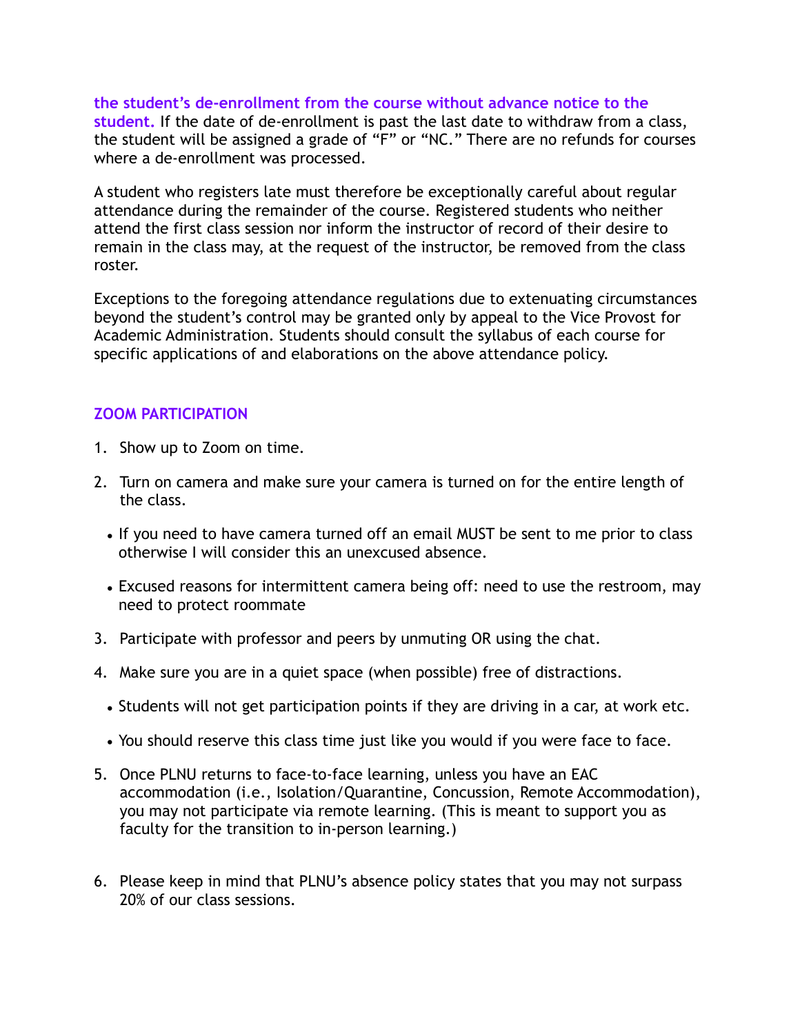**the student's de-enrollment from the course without advance notice to the student.** If the date of de-enrollment is past the last date to withdraw from a class, the student will be assigned a grade of "F" or "NC." There are no refunds for courses where a de-enrollment was processed.

A student who registers late must therefore be exceptionally careful about regular attendance during the remainder of the course. Registered students who neither attend the first class session nor inform the instructor of record of their desire to remain in the class may, at the request of the instructor, be removed from the class roster.

Exceptions to the foregoing attendance regulations due to extenuating circumstances beyond the student's control may be granted only by appeal to the Vice Provost for Academic Administration. Students should consult the syllabus of each course for specific applications of and elaborations on the above attendance policy.

## ZOOM PARTICIPATION

1. Show up to Zoom on time.
2. Turn on camera and make sure your camera is turned on for the entire length of the class.
   - If you need to have camera turned off an email MUST be sent to me prior to class otherwise I will consider this an unexcused absence.
   - Excused reasons for intermittent camera being off: need to use the restroom, may need to protect roommate
3. Participate with professor and peers by unmuting OR using the chat.
4. Make sure you are in a quiet space (when possible) free of distractions.
   - Students will not get participation points if they are driving in a car, at work etc.
   - You should reserve this class time just like you would if you were face to face.
5. Once PLNU returns to face-to-face learning, unless you have an EAC accommodation (i.e., Isolation/Quarantine, Concussion, Remote Accommodation), you may not participate via remote learning. (This is meant to support you as faculty for the transition to in-person learning.)
6. Please keep in mind that PLNU's absence policy states that you may not surpass 20% of our class sessions.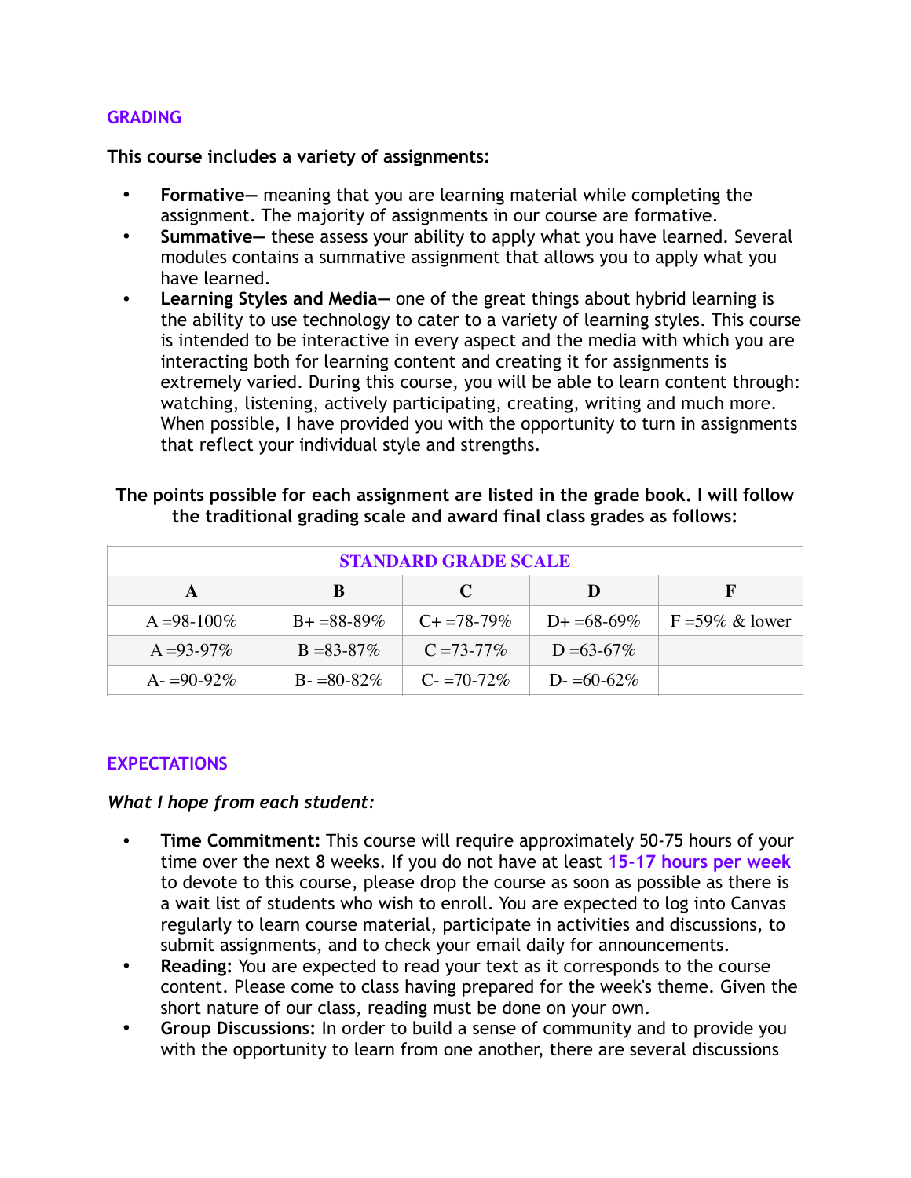## GRADING

**This course includes a variety of assignments:**

- **Formative—** meaning that you are learning material while completing the assignment. The majority of assignments in our course are formative.
- **Summative—** these assess your ability to apply what you have learned. Several modules contains a summative assignment that allows you to apply what you have learned.
- **Learning Styles and Media—** one of the great things about hybrid learning is the ability to use technology to cater to a variety of learning styles. This course is intended to be interactive in every aspect and the media with which you are interacting both for learning content and creating it for assignments is extremely varied. During this course, you will be able to learn content through: watching, listening, actively participating, creating, writing and much more. When possible, I have provided you with the opportunity to turn in assignments that reflect your individual style and strengths.

**The points possible for each assignment are listed in the grade book. I will follow the traditional grading scale and award final class grades as follows:**

| STANDARD GRADE SCALE | | | | |
|---|---|---|---|---|
| **A** | **B** | **C** | **D** | **F** |
| A =98-100% | B+ =88-89% | C+ =78-79% | D+ =68-69% | F =59% & lower |
| A =93-97% | B =83-87% | C =73-77% | D =63-67% | |
| A- =90-92% | B- =80-82% | C- =70-72% | D- =60-62% | |

## EXPECTATIONS

*What I hope from each student:*

- **Time Commitment:** This course will require approximately 50-75 hours of your time over the next 8 weeks. If you do not have at least **15-17 hours per week** to devote to this course, please drop the course as soon as possible as there is a wait list of students who wish to enroll. You are expected to log into Canvas regularly to learn course material, participate in activities and discussions, to submit assignments, and to check your email daily for announcements.
- **Reading:** You are expected to read your text as it corresponds to the course content. Please come to class having prepared for the week's theme. Given the short nature of our class, reading must be done on your own.
- **Group Discussions:** In order to build a sense of community and to provide you with the opportunity to learn from one another, there are several discussions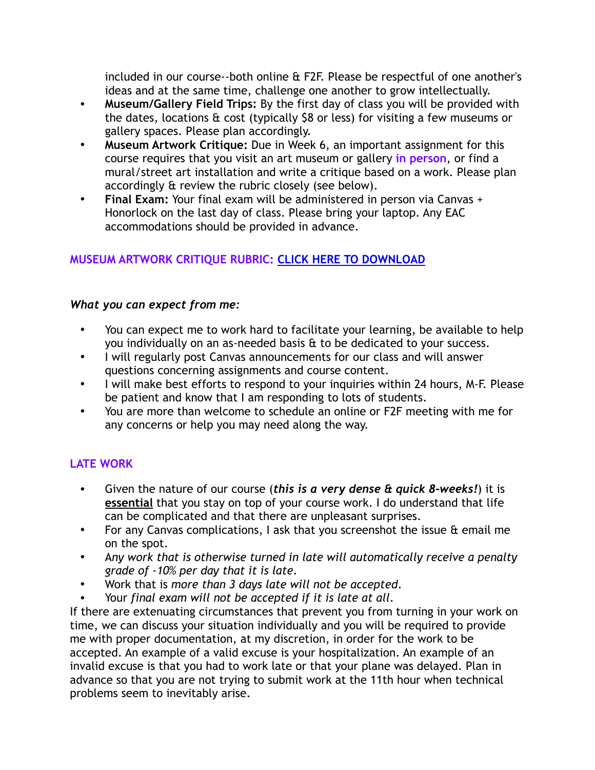included in our course--both online & F2F. Please be respectful of one another's ideas and at the same time, challenge one another to grow intellectually.

- **Museum/Gallery Field Trips:** By the first day of class you will be provided with the dates, locations & cost (typically $8 or less) for visiting a few museums or gallery spaces. Please plan accordingly.
- **Museum Artwork Critique:** Due in Week 6, an important assignment for this course requires that you visit an art museum or gallery **in person**, or find a mural/street art installation and write a critique based on a work. Please plan accordingly & review the rubric closely (see below).
- **Final Exam:** Your final exam will be administered in person via Canvas + Honorlock on the last day of class. Please bring your laptop. Any EAC accommodations should be provided in advance.

**MUSEUM ARTWORK CRITIQUE RUBRIC: CLICK HERE TO DOWNLOAD**

***What you can expect from me:***

- You can expect me to work hard to facilitate your learning, be available to help you individually on an as-needed basis & to be dedicated to your success.
- I will regularly post Canvas announcements for our class and will answer questions concerning assignments and course content.
- I will make best efforts to respond to your inquiries within 24 hours, M-F. Please be patient and know that I am responding to lots of students.
- You are more than welcome to schedule an online or F2F meeting with me for any concerns or help you may need along the way.

## LATE WORK

- Given the nature of our course (***this is a very dense & quick 8-weeks!***) it is **essential** that you stay on top of your course work. I do understand that life can be complicated and that there are unpleasant surprises.
- For any Canvas complications, I ask that you screenshot the issue & email me on the spot.
- A*ny work that is otherwise turned in late will automatically receive a penalty grade of -10% per day that it is late.*
- Work that is *more than 3 days late will not be accepted.*
- Your *final exam will not be accepted if it is late at all.*

If there are extenuating circumstances that prevent you from turning in your work on time, we can discuss your situation individually and you will be required to provide me with proper documentation, at my discretion, in order for the work to be accepted. An example of a valid excuse is your hospitalization. An example of an invalid excuse is that you had to work late or that your plane was delayed. Plan in advance so that you are not trying to submit work at the 11th hour when technical problems seem to inevitably arise.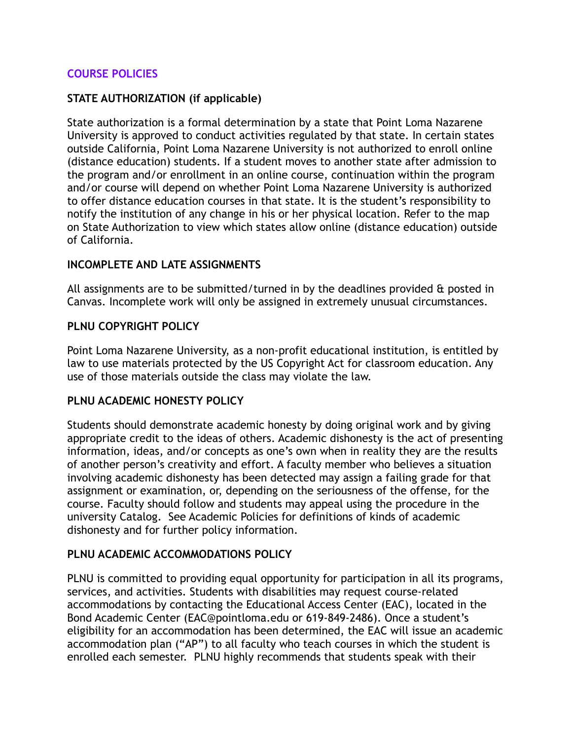## COURSE POLICIES

### STATE AUTHORIZATION (if applicable)

State authorization is a formal determination by a state that Point Loma Nazarene University is approved to conduct activities regulated by that state. In certain states outside California, Point Loma Nazarene University is not authorized to enroll online (distance education) students. If a student moves to another state after admission to the program and/or enrollment in an online course, continuation within the program and/or course will depend on whether Point Loma Nazarene University is authorized to offer distance education courses in that state. It is the student's responsibility to notify the institution of any change in his or her physical location. Refer to the map on State Authorization to view which states allow online (distance education) outside of California.

### INCOMPLETE AND LATE ASSIGNMENTS

All assignments are to be submitted/turned in by the deadlines provided & posted in Canvas. Incomplete work will only be assigned in extremely unusual circumstances.

### PLNU COPYRIGHT POLICY

Point Loma Nazarene University, as a non-profit educational institution, is entitled by law to use materials protected by the US Copyright Act for classroom education. Any use of those materials outside the class may violate the law.

### PLNU ACADEMIC HONESTY POLICY

Students should demonstrate academic honesty by doing original work and by giving appropriate credit to the ideas of others. Academic dishonesty is the act of presenting information, ideas, and/or concepts as one's own when in reality they are the results of another person's creativity and effort. A faculty member who believes a situation involving academic dishonesty has been detected may assign a failing grade for that assignment or examination, or, depending on the seriousness of the offense, for the course. Faculty should follow and students may appeal using the procedure in the university Catalog. See Academic Policies for definitions of kinds of academic dishonesty and for further policy information.

### PLNU ACADEMIC ACCOMMODATIONS POLICY

PLNU is committed to providing equal opportunity for participation in all its programs, services, and activities. Students with disabilities may request course-related accommodations by contacting the Educational Access Center (EAC), located in the Bond Academic Center (EAC@pointloma.edu or 619-849-2486). Once a student's eligibility for an accommodation has been determined, the EAC will issue an academic accommodation plan ("AP") to all faculty who teach courses in which the student is enrolled each semester. PLNU highly recommends that students speak with their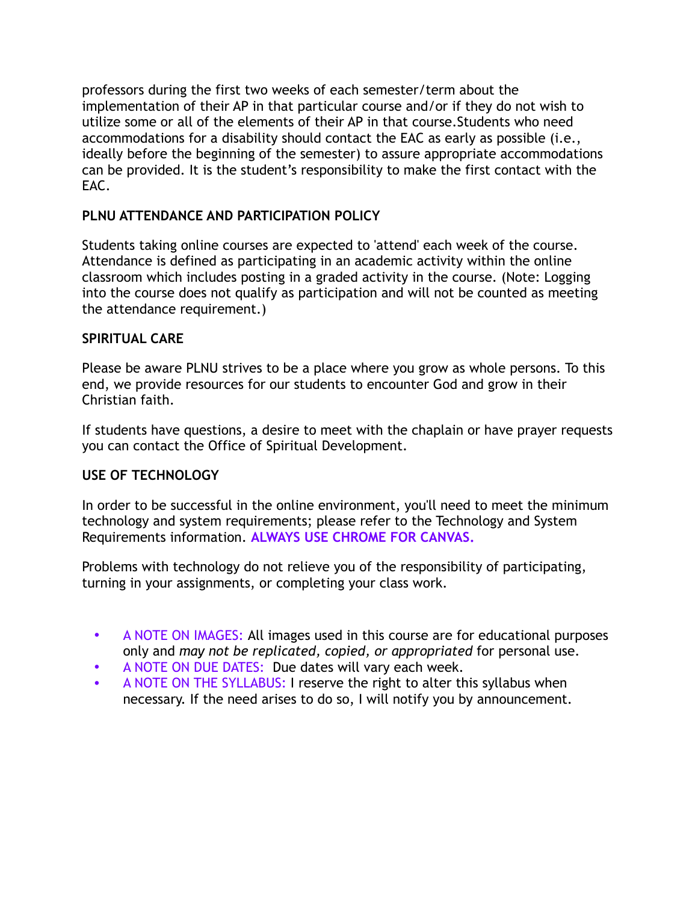professors during the first two weeks of each semester/term about the implementation of their AP in that particular course and/or if they do not wish to utilize some or all of the elements of their AP in that course.Students who need accommodations for a disability should contact the EAC as early as possible (i.e., ideally before the beginning of the semester) to assure appropriate accommodations can be provided. It is the student's responsibility to make the first contact with the EAC.

**PLNU ATTENDANCE AND PARTICIPATION POLICY**

Students taking online courses are expected to 'attend' each week of the course. Attendance is defined as participating in an academic activity within the online classroom which includes posting in a graded activity in the course. (Note: Logging into the course does not qualify as participation and will not be counted as meeting the attendance requirement.)

**SPIRITUAL CARE**

Please be aware PLNU strives to be a place where you grow as whole persons. To this end, we provide resources for our students to encounter God and grow in their Christian faith.

If students have questions, a desire to meet with the chaplain or have prayer requests you can contact the Office of Spiritual Development.

**USE OF TECHNOLOGY**

In order to be successful in the online environment, you'll need to meet the minimum technology and system requirements; please refer to the Technology and System Requirements information. **ALWAYS USE CHROME FOR CANVAS.**

Problems with technology do not relieve you of the responsibility of participating, turning in your assignments, or completing your class work.

- A NOTE ON IMAGES: All images used in this course are for educational purposes only and *may not be replicated, copied, or appropriated* for personal use.
- A NOTE ON DUE DATES: Due dates will vary each week.
- A NOTE ON THE SYLLABUS: I reserve the right to alter this syllabus when necessary. If the need arises to do so, I will notify you by announcement.